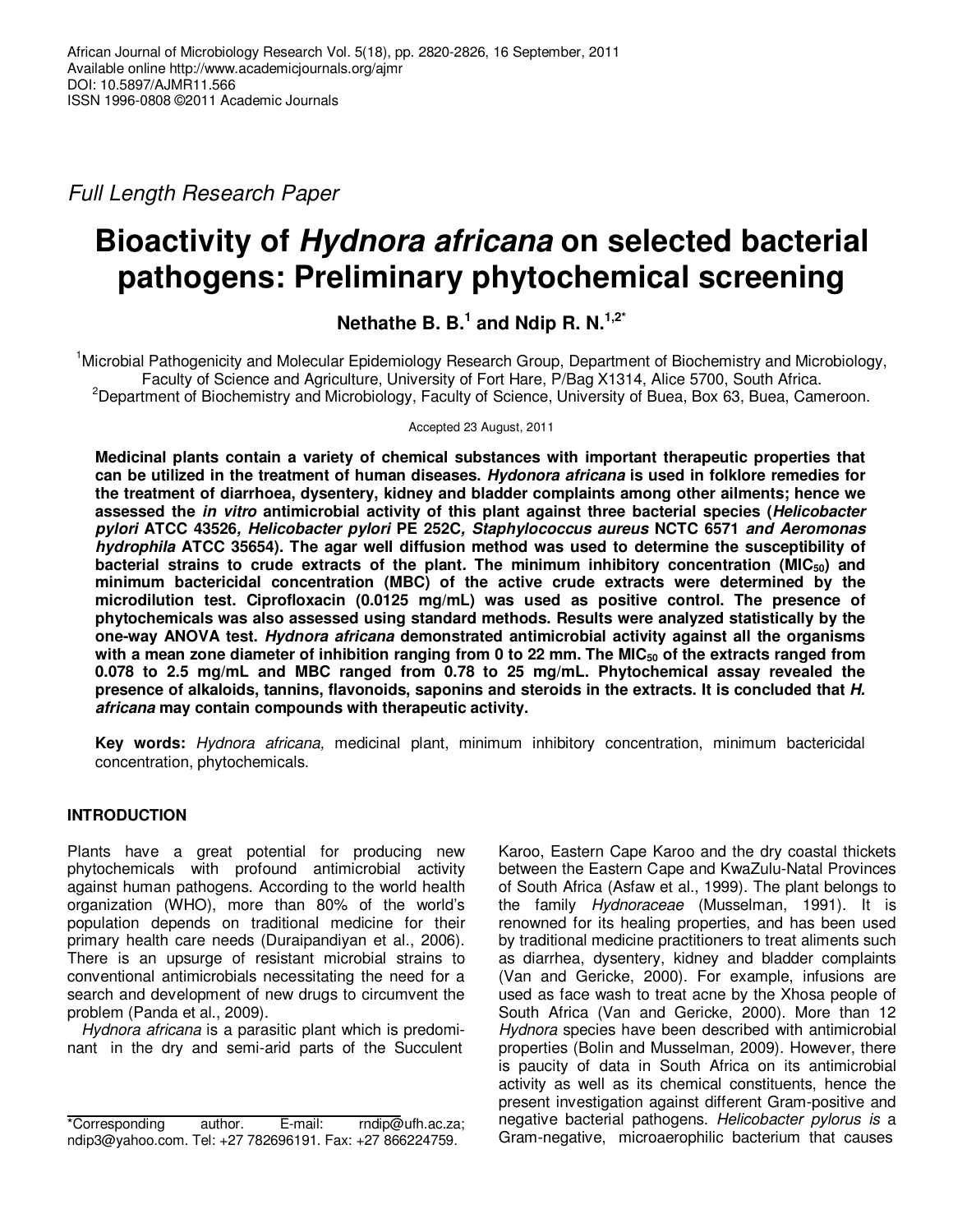Full Length Research Paper

# Bioactivity of *Hydnora africana* on selected bacterial pathogens: Preliminary phytochemical screening

**Nethathe B. B.[1] and Ndip R. N.[1,2*]**

[1]Microbial Pathogenicity and Molecular Epidemiology Research Group, Department of Biochemistry and Microbiology, Faculty of Science and Agriculture, University of Fort Hare, P/Bag X1314, Alice 5700, South Africa.
[2]Department of Biochemistry and Microbiology, Faculty of Science, University of Buea, Box 63, Buea, Cameroon.

Accepted 23 August, 2011

**Medicinal plants contain a variety of chemical substances with important therapeutic properties that can be utilized in the treatment of human diseases. *Hydonora africana* is used in folklore remedies for the treatment of diarrhoea, dysentery, kidney and bladder complaints among other ailments; hence we assessed the *in vitro* antimicrobial activity of this plant against three bacterial species (*Helicobacter pylori* ATCC 43526, *Helicobacter pylori* PE 252C, *Staphylococcus aureus* NCTC 6571 and *Aeromonas hydrophila* ATCC 35654). The agar well diffusion method was used to determine the susceptibility of bacterial strains to crude extracts of the plant. The minimum inhibitory concentration ($MIC_{50}$) and minimum bactericidal concentration (MBC) of the active crude extracts were determined by the microdilution test. Ciprofloxacin (0.0125 mg/mL) was used as positive control. The presence of phytochemicals was also assessed using standard methods. Results were analyzed statistically by the one-way ANOVA test. *Hydnora africana* demonstrated antimicrobial activity against all the organisms with a mean zone diameter of inhibition ranging from 0 to 22 mm. The $MIC_{50}$ of the extracts ranged from 0.078 to 2.5 mg/mL and MBC ranged from 0.78 to 25 mg/mL. Phytochemical assay revealed the presence of alkaloids, tannins, flavonoids, saponins and steroids in the extracts. It is concluded that *H. africana* may contain compounds with therapeutic activity.**

**Key words:** *Hydnora africana,* medicinal plant, minimum inhibitory concentration, minimum bactericidal concentration, phytochemicals.

## INTRODUCTION

Plants have a great potential for producing new phytochemicals with profound antimicrobial activity against human pathogens. According to the world health organization (WHO), more than 80% of the world's population depends on traditional medicine for their primary health care needs (Duraipandiyan et al., 2006). There is an upsurge of resistant microbial strains to conventional antimicrobials necessitating the need for a search and development of new drugs to circumvent the problem (Panda et al., 2009).

*Hydnora africana* is a parasitic plant which is predominant in the dry and semi-arid parts of the Succulent Karoo, Eastern Cape Karoo and the dry coastal thickets between the Eastern Cape and KwaZulu-Natal Provinces of South Africa (Asfaw et al., 1999). The plant belongs to the family *Hydnoraceae* (Musselman, 1991). It is renowned for its healing properties, and has been used by traditional medicine practitioners to treat aliments such as diarrhea, dysentery, kidney and bladder complaints (Van and Gericke, 2000). For example, infusions are used as face wash to treat acne by the Xhosa people of South Africa (Van and Gericke, 2000). More than 12 *Hydnora* species have been described with antimicrobial properties (Bolin and Musselman, 2009). However, there is paucity of data in South Africa on its antimicrobial activity as well as its chemical constituents, hence the present investigation against different Gram-positive and negative bacterial pathogens. *Helicobacter pylorus is* a Gram-negative, microaerophilic bacterium that causes

*Corresponding author. E-mail: rndip@ufh.ac.za; ndip3@yahoo.com. Tel: +27 782696191. Fax: +27 866224759.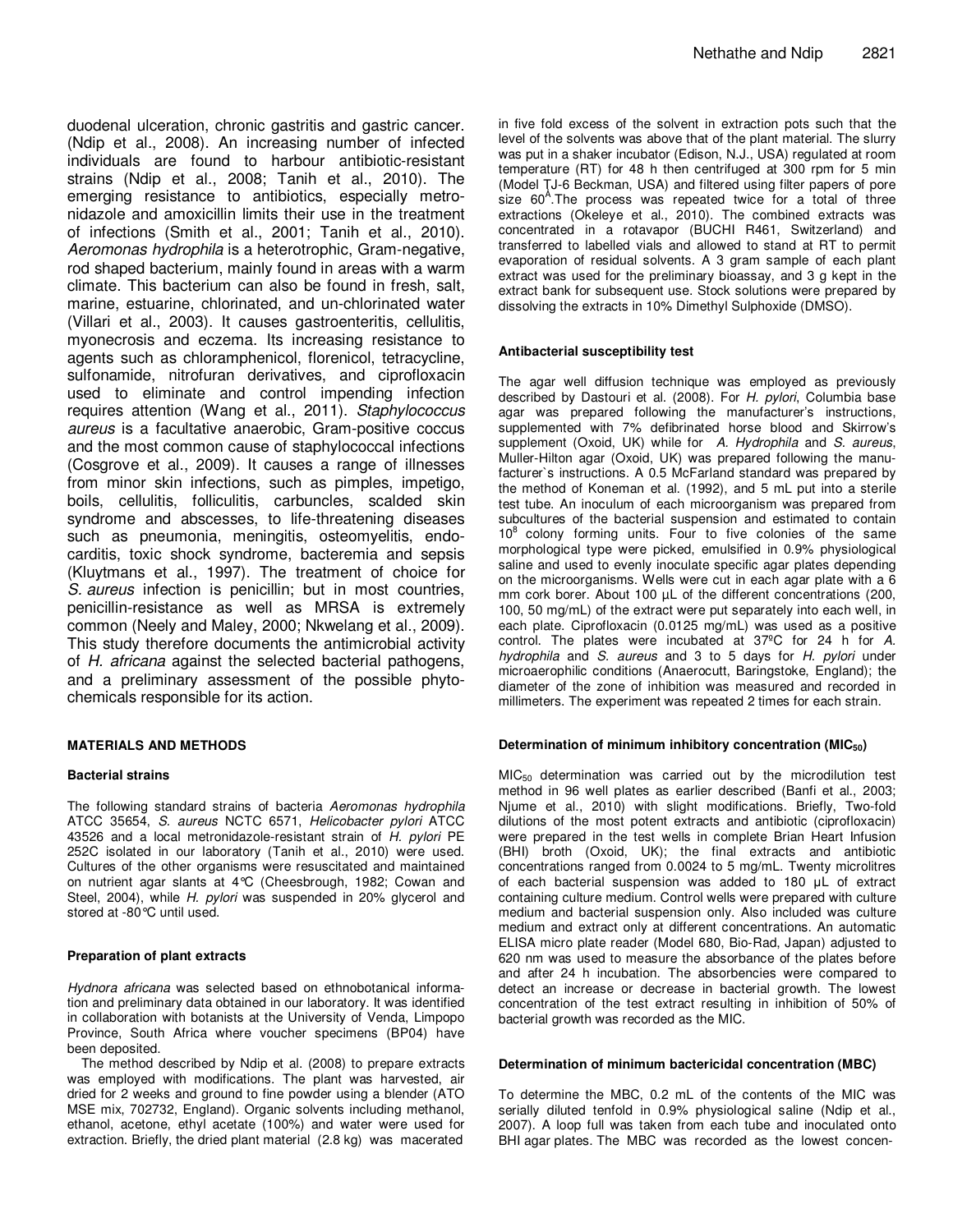duodenal ulceration, chronic gastritis and gastric cancer. (Ndip et al., 2008). An increasing number of infected individuals are found to harbour antibiotic-resistant strains (Ndip et al., 2008; Tanih et al., 2010). The emerging resistance to antibiotics, especially metronidazole and amoxicillin limits their use in the treatment of infections (Smith et al., 2001; Tanih et al., 2010). *Aeromonas hydrophila* is a heterotrophic, Gram-negative, rod shaped bacterium, mainly found in areas with a warm climate. This bacterium can also be found in fresh, salt, marine, estuarine, chlorinated, and un-chlorinated water (Villari et al., 2003). It causes gastroenteritis, cellulitis, myonecrosis and eczema. Its increasing resistance to agents such as chloramphenicol, florenicol, tetracycline, sulfonamide, nitrofuran derivatives, and ciprofloxacin used to eliminate and control impending infection requires attention (Wang et al., 2011). *Staphylococcus aureus* is a facultative anaerobic, Gram-positive coccus and the most common cause of staphylococcal infections (Cosgrove et al., 2009). It causes a range of illnesses from minor skin infections, such as pimples, impetigo, boils, cellulitis, folliculitis, carbuncles, scalded skin syndrome and abscesses, to life-threatening diseases such as pneumonia, meningitis, osteomyelitis, endocarditis, toxic shock syndrome, bacteremia and sepsis (Kluytmans et al., 1997). The treatment of choice for *S. aureus* infection is penicillin; but in most countries, penicillin-resistance as well as MRSA is extremely common (Neely and Maley, 2000; Nkwelang et al., 2009). This study therefore documents the antimicrobial activity of *H. africana* against the selected bacterial pathogens, and a preliminary assessment of the possible phytochemicals responsible for its action.

## MATERIALS AND METHODS

### Bacterial strains

The following standard strains of bacteria *Aeromonas hydrophila* ATCC 35654, *S. aureus* NCTC 6571, *Helicobacter pylori* ATCC 43526 and a local metronidazole-resistant strain of *H. pylori* PE 252C isolated in our laboratory (Tanih et al., 2010) were used. Cultures of the other organisms were resuscitated and maintained on nutrient agar slants at 4°C (Cheesbrough, 1982; Cowan and Steel, 2004), while *H. pylori* was suspended in 20% glycerol and stored at -80°C until used.

### Preparation of plant extracts

*Hydnora africana* was selected based on ethnobotanical information and preliminary data obtained in our laboratory. It was identified in collaboration with botanists at the University of Venda, Limpopo Province, South Africa where voucher specimens (BP04) have been deposited.

The method described by Ndip et al. (2008) to prepare extracts was employed with modifications. The plant was harvested, air dried for 2 weeks and ground to fine powder using a blender (ATO MSE mix, 702732, England). Organic solvents including methanol, ethanol, acetone, ethyl acetate (100%) and water were used for extraction. Briefly, the dried plant material (2.8 kg) was macerated in five fold excess of the solvent in extraction pots such that the level of the solvents was above that of the plant material. The slurry was put in a shaker incubator (Edison, N.J., USA) regulated at room temperature (RT) for 48 h then centrifuged at 300 rpm for 5 min (Model TJ-6 Beckman, USA) and filtered using filter papers of pore size 60Å.The process was repeated twice for a total of three extractions (Okeleye et al., 2010). The combined extracts was concentrated in a rotavapor (BUCHI R461, Switzerland) and transferred to labelled vials and allowed to stand at RT to permit evaporation of residual solvents. A 3 gram sample of each plant extract was used for the preliminary bioassay, and 3 g kept in the extract bank for subsequent use. Stock solutions were prepared by dissolving the extracts in 10% Dimethyl Sulphoxide (DMSO).

### Antibacterial susceptibility test

The agar well diffusion technique was employed as previously described by Dastouri et al. (2008). For *H. pylori*, Columbia base agar was prepared following the manufacturer's instructions, supplemented with 7% defibrinated horse blood and Skirrow's supplement (Oxoid, UK) while for *A. Hydrophila* and *S. aureus*, Muller-Hilton agar (Oxoid, UK) was prepared following the manufacturer`s instructions. A 0.5 McFarland standard was prepared by the method of Koneman et al. (1992), and 5 mL put into a sterile test tube. An inoculum of each microorganism was prepared from subcultures of the bacterial suspension and estimated to contain $10^8$ colony forming units. Four to five colonies of the same morphological type were picked, emulsified in 0.9% physiological saline and used to evenly inoculate specific agar plates depending on the microorganisms. Wells were cut in each agar plate with a 6 mm cork borer. About 100 µL of the different concentrations (200, 100, 50 mg/mL) of the extract were put separately into each well, in each plate. Ciprofloxacin (0.0125 mg/mL) was used as a positive control. The plates were incubated at 37°C for 24 h for *A. hydrophila* and *S. aureus* and 3 to 5 days for *H. pylori* under microaerophilic conditions (Anaerocutt, Baringstoke, England); the diameter of the zone of inhibition was measured and recorded in millimeters. The experiment was repeated 2 times for each strain.

### Determination of minimum inhibitory concentration ($MIC_{50}$)

$MIC_{50}$ determination was carried out by the microdilution test method in 96 well plates as earlier described (Banfi et al., 2003; Njume et al., 2010) with slight modifications. Briefly, Two-fold dilutions of the most potent extracts and antibiotic (ciprofloxacin) were prepared in the test wells in complete Brian Heart Infusion (BHI) broth (Oxoid, UK); the final extracts and antibiotic concentrations ranged from 0.0024 to 5 mg/mL. Twenty microlitres of each bacterial suspension was added to 180 µL of extract containing culture medium. Control wells were prepared with culture medium and bacterial suspension only. Also included was culture medium and extract only at different concentrations. An automatic ELISA micro plate reader (Model 680, Bio-Rad, Japan) adjusted to 620 nm was used to measure the absorbance of the plates before and after 24 h incubation. The absorbencies were compared to detect an increase or decrease in bacterial growth. The lowest concentration of the test extract resulting in inhibition of 50% of bacterial growth was recorded as the MIC.

### Determination of minimum bactericidal concentration (MBC)

To determine the MBC, 0.2 mL of the contents of the MIC was serially diluted tenfold in 0.9% physiological saline (Ndip et al., 2007). A loop full was taken from each tube and inoculated onto BHI agar plates. The MBC was recorded as the lowest concen-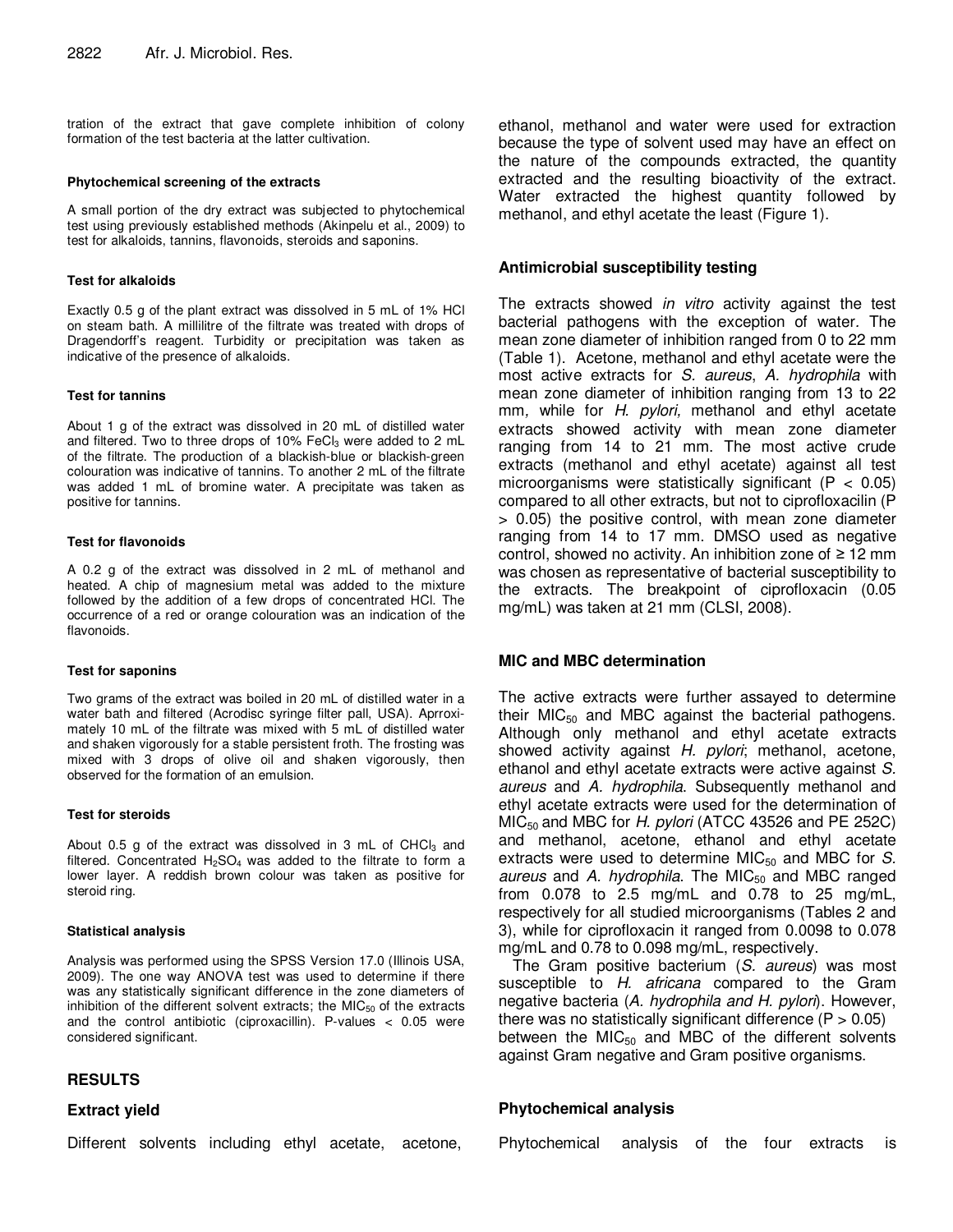tration of the extract that gave complete inhibition of colony formation of the test bacteria at the latter cultivation.

#### Phytochemical screening of the extracts

A small portion of the dry extract was subjected to phytochemical test using previously established methods (Akinpelu et al., 2009) to test for alkaloids, tannins, flavonoids, steroids and saponins.

#### Test for alkaloids

Exactly 0.5 g of the plant extract was dissolved in 5 mL of 1% HCl on steam bath. A millilitre of the filtrate was treated with drops of Dragendorff's reagent. Turbidity or precipitation was taken as indicative of the presence of alkaloids.

#### Test for tannins

About 1 g of the extract was dissolved in 20 mL of distilled water and filtered. Two to three drops of 10% $FeCl_3$ were added to 2 mL of the filtrate. The production of a blackish-blue or blackish-green colouration was indicative of tannins. To another 2 mL of the filtrate was added 1 mL of bromine water. A precipitate was taken as positive for tannins.

#### Test for flavonoids

A 0.2 g of the extract was dissolved in 2 mL of methanol and heated. A chip of magnesium metal was added to the mixture followed by the addition of a few drops of concentrated HCl. The occurrence of a red or orange colouration was an indication of the flavonoids.

#### Test for saponins

Two grams of the extract was boiled in 20 mL of distilled water in a water bath and filtered (Acrodisc syringe filter pall, USA). Aprroximately 10 mL of the filtrate was mixed with 5 mL of distilled water and shaken vigorously for a stable persistent froth. The frosting was mixed with 3 drops of olive oil and shaken vigorously, then observed for the formation of an emulsion.

#### Test for steroids

About 0.5 g of the extract was dissolved in 3 mL of $CHCl_3$ and filtered. Concentrated $H_2SO_4$ was added to the filtrate to form a lower layer. A reddish brown colour was taken as positive for steroid ring.

#### Statistical analysis

Analysis was performed using the SPSS Version 17.0 (Illinois USA, 2009). The one way ANOVA test was used to determine if there was any statistically significant difference in the zone diameters of inhibition of the different solvent extracts; the $MIC_{50}$ of the extracts and the control antibiotic (ciproxacillin). P-values $< 0.05$ were considered significant.

## RESULTS

### Extract yield

Different solvents including ethyl acetate, acetone, ethanol, methanol and water were used for extraction because the type of solvent used may have an effect on the nature of the compounds extracted, the quantity extracted and the resulting bioactivity of the extract. Water extracted the highest quantity followed by methanol, and ethyl acetate the least (Figure 1).

### Antimicrobial susceptibility testing

The extracts showed *in vitro* activity against the test bacterial pathogens with the exception of water. The mean zone diameter of inhibition ranged from 0 to 22 mm (Table 1). Acetone, methanol and ethyl acetate were the most active extracts for *S. aureus*, *A. hydrophila* with mean zone diameter of inhibition ranging from 13 to 22 mm, while for *H. pylori,* methanol and ethyl acetate extracts showed activity with mean zone diameter ranging from 14 to 21 mm. The most active crude extracts (methanol and ethyl acetate) against all test microorganisms were statistically significant ($P < 0.05$) compared to all other extracts, but not to ciprofloxacilin ($P > 0.05$) the positive control, with mean zone diameter ranging from 14 to 17 mm. DMSO used as negative control, showed no activity. An inhibition zone of ≥ 12 mm was chosen as representative of bacterial susceptibility to the extracts. The breakpoint of ciprofloxacin (0.05 mg/mL) was taken at 21 mm (CLSI, 2008).

### MIC and MBC determination

The active extracts were further assayed to determine their $MIC_{50}$ and MBC against the bacterial pathogens. Although only methanol and ethyl acetate extracts showed activity against *H. pylori*; methanol, acetone, ethanol and ethyl acetate extracts were active against *S. aureus* and *A. hydrophila*. Subsequently methanol and ethyl acetate extracts were used for the determination of $MIC_{50}$ and MBC for *H. pylori* (ATCC 43526 and PE 252C) and methanol, acetone, ethanol and ethyl acetate extracts were used to determine $MIC_{50}$ and MBC for *S. aureus* and *A. hydrophila*. The $MIC_{50}$ and MBC ranged from 0.078 to 2.5 mg/mL and 0.78 to 25 mg/mL, respectively for all studied microorganisms (Tables 2 and 3), while for ciprofloxacin it ranged from 0.0098 to 0.078 mg/mL and 0.78 to 0.098 mg/mL, respectively.

The Gram positive bacterium (*S. aureus*) was most susceptible to *H. africana* compared to the Gram negative bacteria (*A. hydrophila and H. pylori*). However, there was no statistically significant difference ($P > 0.05$) between the $MIC_{50}$ and MBC of the different solvents against Gram negative and Gram positive organisms.

### Phytochemical analysis

Phytochemical analysis of the four extracts is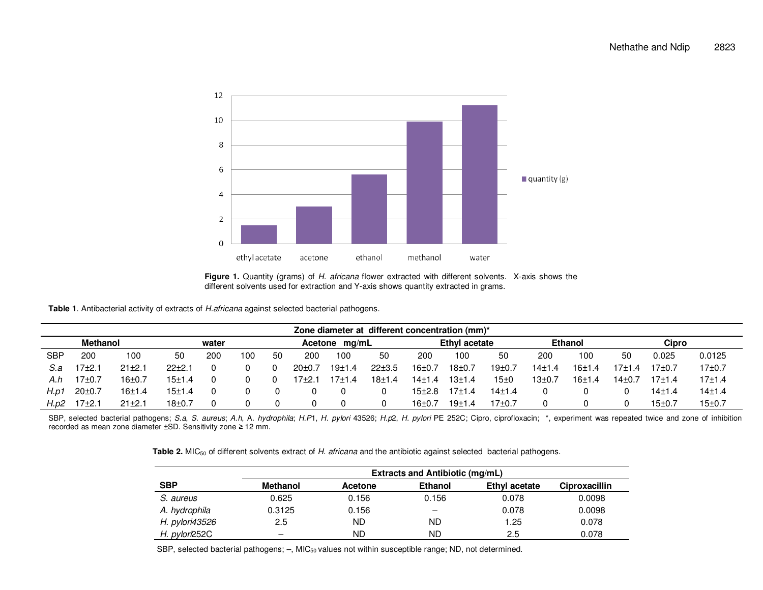**Figure 1.** Quantity (grams) of *H. africana* flower extracted with different solvents. X-axis shows the different solvents used for extraction and Y-axis shows quantity extracted in grams.

**Table 1**. Antibacterial activity of extracts of *H.africana* against selected bacterial pathogens.

| | Zone diameter at different concentration (mm)* | | | | | | | | | | | | | | | | |
|---|---|---|---|---|---|---|---|---|---|---|---|---|---|---|---|---|---|
| | Methanol | | | water | | | Acetone mg/mL | | | Ethyl acetate | | | Ethanol | | | Cipro | |
| SBP | 200 | 100 | 50 | 200 | 100 | 50 | 200 | 100 | 50 | 200 | 100 | 50 | 200 | 100 | 50 | 0.025 | 0.0125 |
| *S.a* | 17±2.1 | 21±2.1 | 22±2.1 | 0 | 0 | 0 | 20±0.7 | 19±1.4 | 22±3.5 | 16±0.7 | 18±0.7 | 19±0.7 | 14±1.4 | 16±1.4 | 17±1.4 | 17±0.7 | 17±0.7 |
| *A.h* | 17±0.7 | 16±0.7 | 15±1.4 | 0 | 0 | 0 | 17±2.1 | 17±1.4 | 18±1.4 | 14±1.4 | 13±1.4 | 15±0 | 13±0.7 | 16±1.4 | 14±0.7 | 17±1.4 | 17±1.4 |
| *H.p1* | 20±0.7 | 16±1.4 | 15±1.4 | 0 | 0 | 0 | 0 | 0 | 0 | 15±2.8 | 17±1.4 | 14±1.4 | 0 | 0 | 0 | 14±1.4 | 14±1.4 |
| *H.p2* | 17±2.1 | 21±2.1 | 18±0.7 | 0 | 0 | 0 | 0 | 0 | 0 | 16±0.7 | 19±1.4 | 17±0.7 | 0 | 0 | 0 | 15±0.7 | 15±0.7 |

SBP, selected bacterial pathogens; *S.a*, *S. aureus*; *A.h*, A. *hydrophila*; *H.P*1, *H. pylori* 43526; *H.p*2, *H. pylori* PE 252C; Cipro, ciprofloxacin; *, experiment was repeated twice and zone of inhibition recorded as mean zone diameter ±SD. Sensitivity zone ≥ 12 mm.

**Table 2.** $MIC_{50}$ of different solvents extract of *H. africana* and the antibiotic against selected bacterial pathogens.

| | Extracts and Antibiotic (mg/mL) | | | | |
|---|---|---|---|---|---|
| **SBP** | **Methanol** | **Acetone** | **Ethanol** | **Ethyl acetate** | **Ciproxacillin** |
| *S. aureus* | 0.625 | 0.156 | 0.156 | 0.078 | 0.0098 |
| *A. hydrophila* | 0.3125 | 0.156 | – | 0.078 | 0.0098 |
| *H. pylori*43526 | 2.5 | ND | ND | 1.25 | 0.078 |
| *H. pylori*252C | – | ND | ND | 2.5 | 0.078 |

SBP, selected bacterial pathogens; –, $MIC_{50}$ values not within susceptible range; ND, not determined.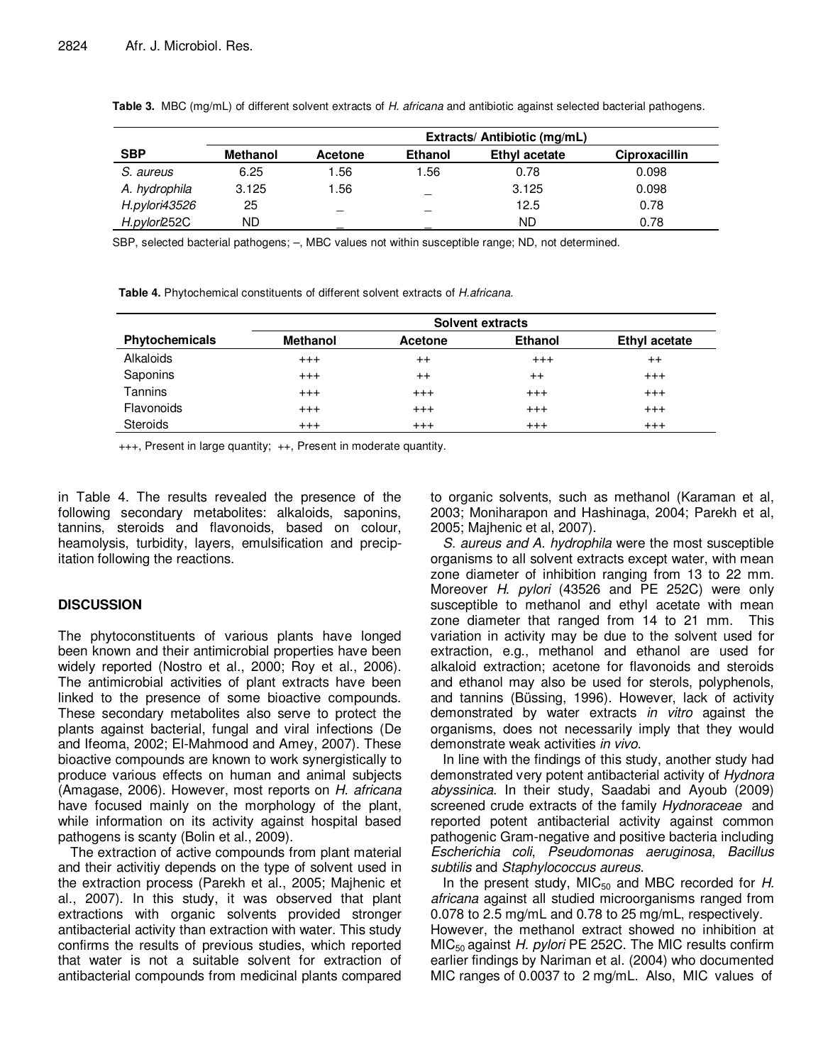**Table 3.** MBC (mg/mL) of different solvent extracts of *H. africana* and antibiotic against selected bacterial pathogens.

| SBP | Extracts/ Antibiotic (mg/mL) | | | | |
|---|---|---|---|---|---|
| | **Methanol** | **Acetone** | **Ethanol** | **Ethyl acetate** | **Ciproxacillin** |
| *S. aureus* | 6.25 | 1.56 | 1.56 | 0.78 | 0.098 |
| *A. hydrophila* | 3.125 | 1.56 | _ | 3.125 | 0.098 |
| *H.pylori*43526 | 25 | _ | _ | 12.5 | 0.78 |
| *H.pylori*252C | ND | _ | _ | ND | 0.78 |

SBP, selected bacterial pathogens; –, MBC values not within susceptible range; ND, not determined.

**Table 4.** Phytochemical constituents of different solvent extracts of *H.africana.*

| Phytochemicals | Solvent extracts | | | |
|---|---|---|---|---|
| | **Methanol** | **Acetone** | **Ethanol** | **Ethyl acetate** |
| Alkaloids | +++ | ++ | +++ | ++ |
| Saponins | +++ | ++ | ++ | +++ |
| Tannins | +++ | +++ | +++ | +++ |
| Flavonoids | +++ | +++ | +++ | +++ |
| Steroids | +++ | +++ | +++ | +++ |

+++, Present in large quantity; ++, Present in moderate quantity.

in Table 4. The results revealed the presence of the following secondary metabolites: alkaloids, saponins, tannins, steroids and flavonoids, based on colour, heamolysis, turbidity, layers, emulsification and precipitation following the reactions.

## DISCUSSION

The phytoconstituents of various plants have longed been known and their antimicrobial properties have been widely reported (Nostro et al., 2000; Roy et al., 2006). The antimicrobial activities of plant extracts have been linked to the presence of some bioactive compounds. These secondary metabolites also serve to protect the plants against bacterial, fungal and viral infections (De and Ifeoma, 2002; El-Mahmood and Amey, 2007). These bioactive compounds are known to work synergistically to produce various effects on human and animal subjects (Amagase, 2006). However, most reports on *H. africana* have focused mainly on the morphology of the plant, while information on its activity against hospital based pathogens is scanty (Bolin et al., 2009).

The extraction of active compounds from plant material and their activitiy depends on the type of solvent used in the extraction process (Parekh et al., 2005; Majhenic et al., 2007). In this study, it was observed that plant extractions with organic solvents provided stronger antibacterial activity than extraction with water. This study confirms the results of previous studies, which reported that water is not a suitable solvent for extraction of antibacterial compounds from medicinal plants compared to organic solvents, such as methanol (Karaman et al, 2003; Moniharapon and Hashinaga, 2004; Parekh et al, 2005; Majhenic et al, 2007).

*S. aureus and A. hydrophila* were the most susceptible organisms to all solvent extracts except water, with mean zone diameter of inhibition ranging from 13 to 22 mm. Moreover *H. pylori* (43526 and PE 252C) were only susceptible to methanol and ethyl acetate with mean zone diameter that ranged from 14 to 21 mm. This variation in activity may be due to the solvent used for extraction, e.g., methanol and ethanol are used for alkaloid extraction; acetone for flavonoids and steroids and ethanol may also be used for sterols, polyphenols, and tannins (Büssing, 1996). However, lack of activity demonstrated by water extracts *in vitro* against the organisms, does not necessarily imply that they would demonstrate weak activities *in vivo*.

In line with the findings of this study, another study had demonstrated very potent antibacterial activity of *Hydnora abyssinica*. In their study, Saadabi and Ayoub (2009) screened crude extracts of the family *Hydnoraceae* and reported potent antibacterial activity against common pathogenic Gram-negative and positive bacteria including *Escherichia coli*, *Pseudomonas aeruginosa*, *Bacillus subtilis* and *Staphylococcus aureus*.

In the present study, $MIC_{50}$ and MBC recorded for *H. africana* against all studied microorganisms ranged from 0.078 to 2.5 mg/mL and 0.78 to 25 mg/mL, respectively. However, the methanol extract showed no inhibition at $MIC_{50}$ against *H. pylori* PE 252C. The MIC results confirm earlier findings by Nariman et al. (2004) who documented MIC ranges of 0.0037 to 2 mg/mL. Also, MIC values of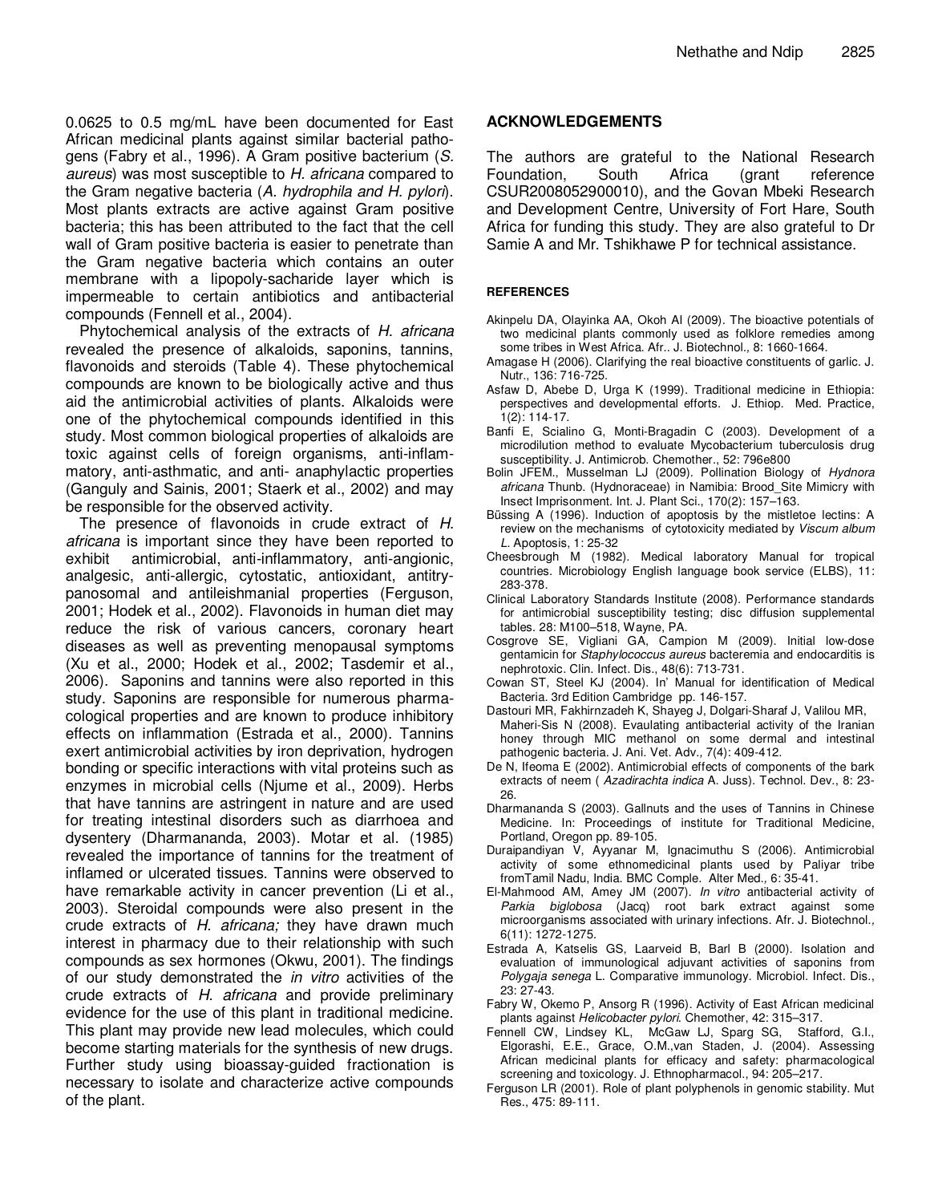0.0625 to 0.5 mg/mL have been documented for East African medicinal plants against similar bacterial pathogens (Fabry et al., 1996). A Gram positive bacterium (*S. aureus*) was most susceptible to *H. africana* compared to the Gram negative bacteria (*A. hydrophila and H. pylori*). Most plants extracts are active against Gram positive bacteria; this has been attributed to the fact that the cell wall of Gram positive bacteria is easier to penetrate than the Gram negative bacteria which contains an outer membrane with a lipopoly-sacharide layer which is impermeable to certain antibiotics and antibacterial compounds (Fennell et al., 2004).

Phytochemical analysis of the extracts of *H. africana* revealed the presence of alkaloids, saponins, tannins, flavonoids and steroids (Table 4). These phytochemical compounds are known to be biologically active and thus aid the antimicrobial activities of plants. Alkaloids were one of the phytochemical compounds identified in this study. Most common biological properties of alkaloids are toxic against cells of foreign organisms, anti-inflammatory, anti-asthmatic, and anti- anaphylactic properties (Ganguly and Sainis, 2001; Staerk et al., 2002) and may be responsible for the observed activity.

The presence of flavonoids in crude extract of *H. africana* is important since they have been reported to exhibit antimicrobial, anti-inflammatory, anti-angionic, analgesic, anti-allergic, cytostatic, antioxidant, antitrypanosomal and antileishmanial properties (Ferguson, 2001; Hodek et al., 2002). Flavonoids in human diet may reduce the risk of various cancers, coronary heart diseases as well as preventing menopausal symptoms (Xu et al., 2000; Hodek et al., 2002; Tasdemir et al., 2006). Saponins and tannins were also reported in this study. Saponins are responsible for numerous pharmacological properties and are known to produce inhibitory effects on inflammation (Estrada et al., 2000). Tannins exert antimicrobial activities by iron deprivation, hydrogen bonding or specific interactions with vital proteins such as enzymes in microbial cells (Njume et al., 2009). Herbs that have tannins are astringent in nature and are used for treating intestinal disorders such as diarrhoea and dysentery (Dharmananda, 2003). Motar et al. (1985) revealed the importance of tannins for the treatment of inflamed or ulcerated tissues. Tannins were observed to have remarkable activity in cancer prevention (Li et al., 2003). Steroidal compounds were also present in the crude extracts of *H. africana;* they have drawn much interest in pharmacy due to their relationship with such compounds as sex hormones (Okwu, 2001). The findings of our study demonstrated the *in vitro* activities of the crude extracts of *H. africana* and provide preliminary evidence for the use of this plant in traditional medicine. This plant may provide new lead molecules, which could become starting materials for the synthesis of new drugs. Further study using bioassay-guided fractionation is necessary to isolate and characterize active compounds of the plant.

## ACKNOWLEDGEMENTS

The authors are grateful to the National Research Foundation, South Africa (grant reference CSUR2008052900010), and the Govan Mbeki Research and Development Centre, University of Fort Hare, South Africa for funding this study. They are also grateful to Dr Samie A and Mr. Tshikhawe P for technical assistance.

## REFERENCES

Akinpelu DA, Olayinka AA, Okoh AI (2009). The bioactive potentials of two medicinal plants commonly used as folklore remedies among some tribes in West Africa. Afr.. J. Biotechnol., 8: 1660-1664.

Amagase H (2006). Clarifying the real bioactive constituents of garlic. J. Nutr., 136: 716-725.

Asfaw D, Abebe D, Urga K (1999). Traditional medicine in Ethiopia: perspectives and developmental efforts. J. Ethiop. Med. Practice, 1(2): 114-17.

Banfi E, Scialino G, Monti-Bragadin C (2003). Development of a microdilution method to evaluate Mycobacterium tuberculosis drug susceptibility. J. Antimicrob. Chemother., 52: 796e800

Bolin JFEM., Musselman LJ (2009). Pollination Biology of *Hydnora africana* Thunb. (Hydnoraceae) in Namibia: Brood_Site Mimicry with Insect Imprisonment. Int. J. Plant Sci., 170(2): 157–163.

Büssing A (1996). Induction of apoptosis by the mistletoe lectins: A review on the mechanisms of cytotoxicity mediated by *Viscum album L.* Apoptosis, 1: 25-32

Cheesbrough M (1982). Medical laboratory Manual for tropical countries. Microbiology English language book service (ELBS), 11: 283-378.

Clinical Laboratory Standards Institute (2008). Performance standards for antimicrobial susceptibility testing; disc diffusion supplemental tables. 28: M100–518, Wayne, PA.

Cosgrove SE, Vigliani GA, Campion M (2009). Initial low-dose gentamicin for *Staphylococcus aureus* bacteremia and endocarditis is nephrotoxic. Clin. Infect. Dis., 48(6): 713-731.

Cowan ST, Steel KJ (2004). In' Manual for identification of Medical Bacteria. 3rd Edition Cambridge pp. 146-157.

Dastouri MR, Fakhirnzadeh K, Shayeg J, Dolgari-Sharaf J, Valilou MR, Maheri-Sis N (2008). Evaulating antibacterial activity of the Iranian honey through MIC methanol on some dermal and intestinal pathogenic bacteria. J. Ani. Vet. Adv., 7(4): 409-412.

De N, Ifeoma E (2002). Antimicrobial effects of components of the bark extracts of neem ( *Azadirachta indica* A. Juss). Technol. Dev., 8: 23-26.

Dharmananda S (2003). Gallnuts and the uses of Tannins in Chinese Medicine. In: Proceedings of institute for Traditional Medicine, Portland, Oregon pp. 89-105.

Duraipandiyan V, Ayyanar M, Ignacimuthu S (2006). Antimicrobial activity of some ethnomedicinal plants used by Paliyar tribe fromTamil Nadu, India. BMC Comple. Alter Med., 6: 35-41.

El-Mahmood AM, Amey JM (2007). *In vitro* antibacterial activity of *Parkia biglobosa* (Jacq) root bark extract against some microorganisms associated with urinary infections. Afr. J. Biotechnol., 6(11): 1272-1275.

Estrada A, Katselis GS, Laarveid B, Barl B (2000). Isolation and evaluation of immunological adjuvant activities of saponins from *Polygaja senega* L. Comparative immunology. Microbiol. Infect. Dis., 23: 27-43.

Fabry W, Okemo P, Ansorg R (1996). Activity of East African medicinal plants against *Helicobacter pylori*. Chemother, 42: 315–317.

Fennell CW, Lindsey KL, McGaw LJ, Sparg SG, Stafford, G.I., Elgorashi, E.E., Grace, O.M.,van Staden, J. (2004). Assessing African medicinal plants for efficacy and safety: pharmacological screening and toxicology. J. Ethnopharmacol., 94: 205–217.

Ferguson LR (2001). Role of plant polyphenols in genomic stability. Mut Res., 475: 89-111.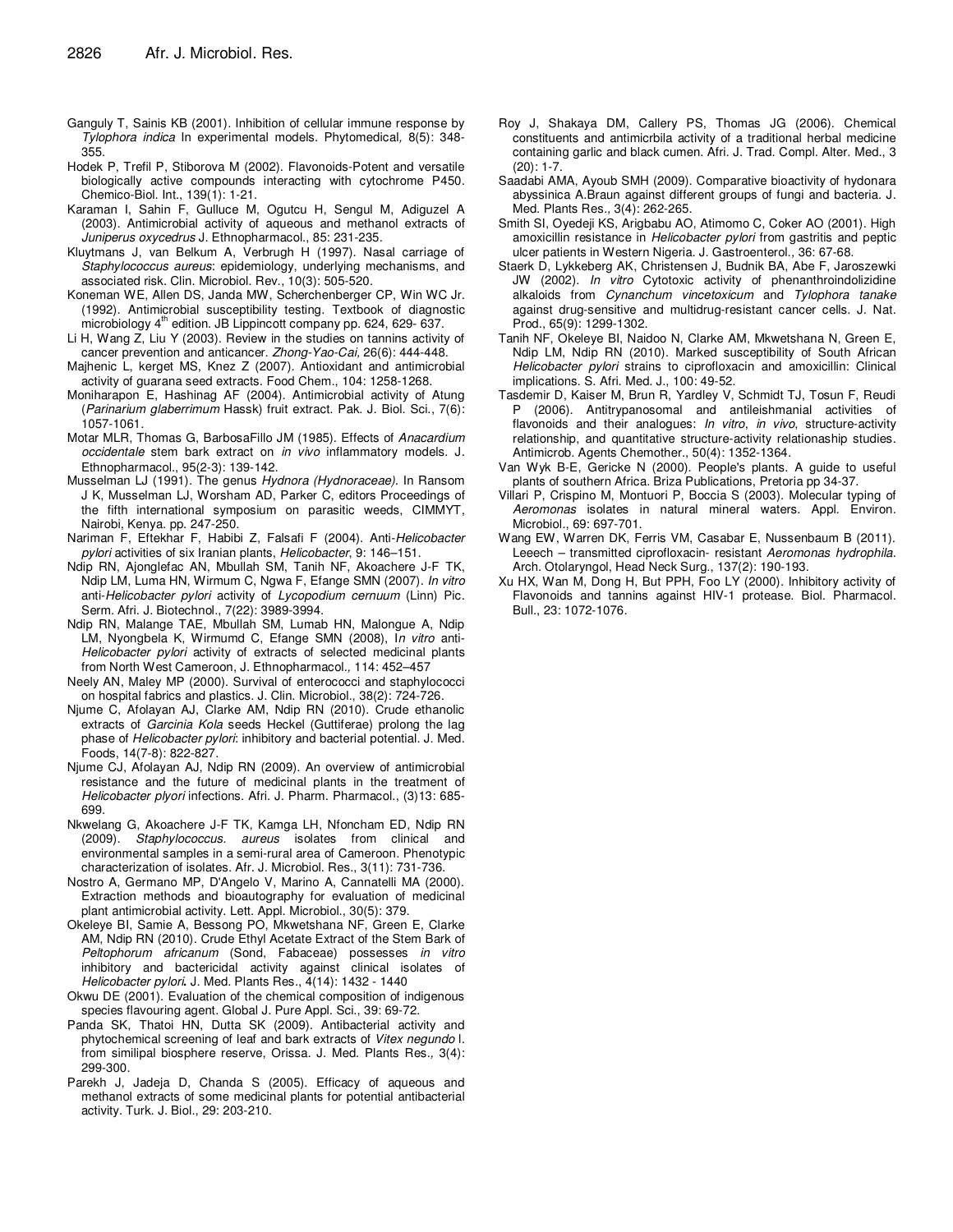Ganguly T, Sainis KB (2001). Inhibition of cellular immune response by *Tylophora indica* In experimental models. Phytomedical*,* 8(5): 348-355.

Hodek P, Trefil P, Stiborova M (2002). Flavonoids-Potent and versatile biologically active compounds interacting with cytochrome P450. Chemico-Biol. Int., 139(1): 1-21.

Karaman I, Sahin F, Gulluce M, Ogutcu H, Sengul M, Adiguzel A (2003). Antimicrobial activity of aqueous and methanol extracts of *Juniperus oxycedrus* J. Ethnopharmacol., 85: 231-235.

Kluytmans J, van Belkum A, Verbrugh H (1997). Nasal carriage of *Staphylococcus aureus*: epidemiology, underlying mechanisms, and associated risk. Clin. Microbiol. Rev., 10(3): 505-520.

Koneman WE, Allen DS, Janda MW, Scherchenberger CP, Win WC Jr. (1992). Antimicrobial susceptibility testing. Textbook of diagnostic microbiology 4th edition. JB Lippincott company pp. 624, 629- 637.

Li H, Wang Z, Liu Y (2003). Review in the studies on tannins activity of cancer prevention and anticancer. *Zhong-Yao-Cai*, 26(6): 444-448.

Majhenic L, kerget MS, Knez Z (2007). Antioxidant and antimicrobial activity of guarana seed extracts. Food Chem., 104: 1258-1268.

Moniharapon E, Hashinag AF (2004). Antimicrobial activity of Atung (*Parinarium glaberrimum* Hassk) fruit extract. Pak. J. Biol. Sci., 7(6): 1057-1061.

Motar MLR, Thomas G, BarbosaFillo JM (1985). Effects of *Anacardium occidentale* stem bark extract on *in vivo* inflammatory models. J. Ethnopharmacol., 95(2-3): 139-142.

Musselman LJ (1991). The genus *Hydnora (Hydnoraceae)*. In Ransom J K, Musselman LJ, Worsham AD, Parker C, editors Proceedings of the fifth international symposium on parasitic weeds, CIMMYT, Nairobi, Kenya. pp. 247-250.

Nariman F, Eftekhar F, Habibi Z, Falsafi F (2004). Anti-*Helicobacter pylori* activities of six Iranian plants, *Helicobacter*, 9: 146–151.

Ndip RN, Ajonglefac AN, Mbullah SM, Tanih NF, Akoachere J-F TK, Ndip LM, Luma HN, Wirmum C, Ngwa F, Efange SMN (2007). *In vitro* anti-*Helicobacter pylori* activity of *Lycopodium cernuum* (Linn) Pic. Serm. Afri. J. Biotechnol., 7(22): 3989-3994.

Ndip RN, Malange TAE, Mbullah SM, Lumab HN, Malongue A, Ndip LM, Nyongbela K, Wirmumd C, Efange SMN (2008), I*n vitro* anti-*Helicobacter pylori* activity of extracts of selected medicinal plants from North West Cameroon, J. Ethnopharmacol*.,* 114: 452–457

Neely AN, Maley MP (2000). Survival of enterococci and staphylococci on hospital fabrics and plastics. J. Clin. Microbiol., 38(2): 724-726.

Njume C, Afolayan AJ, Clarke AM, Ndip RN (2010). Crude ethanolic extracts of *Garcinia Kola* seeds Heckel (Guttiferae) prolong the lag phase of *Helicobacter pylori*: inhibitory and bacterial potential. J. Med. Foods, 14(7-8): 822-827.

Njume CJ, Afolayan AJ, Ndip RN (2009). An overview of antimicrobial resistance and the future of medicinal plants in the treatment of *Helicobacter plyori* infections. Afri. J. Pharm. Pharmacol., (3)13: 685-699.

Nkwelang G, Akoachere J-F TK, Kamga LH, Nfoncham ED, Ndip RN (2009). *Staphylococcus. aureus* isolates from clinical and environmental samples in a semi-rural area of Cameroon. Phenotypic characterization of isolates. Afr. J. Microbiol. Res., 3(11): 731-736.

Nostro A, Germano MP, D'Angelo V, Marino A, Cannatelli MA (2000). Extraction methods and bioautography for evaluation of medicinal plant antimicrobial activity. Lett. Appl. Microbiol., 30(5): 379.

Okeleye BI, Samie A, Bessong PO, Mkwetshana NF, Green E, Clarke AM, Ndip RN (2010). Crude Ethyl Acetate Extract of the Stem Bark of *Peltophorum africanum* (Sond, Fabaceae) possesses *in vitro* inhibitory and bactericidal activity against clinical isolates of *Helicobacter pylori***.** J. Med. Plants Res., 4(14): 1432 - 1440

Okwu DE (2001). Evaluation of the chemical composition of indigenous species flavouring agent. Global J. Pure Appl. Sci., 39: 69-72.

Panda SK, Thatoi HN, Dutta SK (2009). Antibacterial activity and phytochemical screening of leaf and bark extracts of *Vitex negundo* l. from similipal biosphere reserve, Orissa. J. Med. Plants Res., 3(4): 299-300.

Parekh J, Jadeja D, Chanda S (2005). Efficacy of aqueous and methanol extracts of some medicinal plants for potential antibacterial activity. Turk. J. Biol., 29: 203-210.

Roy J, Shakaya DM, Callery PS, Thomas JG (2006). Chemical constituents and antimicrbila activity of a traditional herbal medicine containing garlic and black cumen. Afri. J. Trad. Compl. Alter. Med., 3 (20): 1-7.

Saadabi AMA, Ayoub SMH (2009). Comparative bioactivity of hydonara abyssinica A.Braun against different groups of fungi and bacteria. J. Med. Plants Res., 3(4): 262-265.

Smith SI, Oyedeji KS, Arigbabu AO, Atimomo C, Coker AO (2001). High amoxicillin resistance in *Helicobacter pylori* from gastritis and peptic ulcer patients in Western Nigeria. J. Gastroenterol., 36: 67-68.

Staerk D, Lykkeberg AK, Christensen J, Budnik BA, Abe F, Jaroszewki JW (2002). *In vitro* Cytotoxic activity of phenanthroindolizidine alkaloids from *Cynanchum vincetoxicum* and *Tylophora tanake* against drug-sensitive and multidrug-resistant cancer cells. J. Nat. Prod., 65(9): 1299-1302.

Tanih NF, Okeleye BI, Naidoo N, Clarke AM, Mkwetshana N, Green E, Ndip LM, Ndip RN (2010). Marked susceptibility of South African *Helicobacter pylori* strains to ciprofloxacin and amoxicillin: Clinical implications. S. Afri. Med. J., 100: 49-52.

Tasdemir D, Kaiser M, Brun R, Yardley V, Schmidt TJ, Tosun F, Reudi P (2006). Antitrypanosomal and antileishmanial activities of flavonoids and their analogues: *In vitro*, *in vivo*, structure-activity relationship, and quantitative structure-activity relationaship studies. Antimicrob. Agents Chemother., 50(4): 1352-1364.

Van Wyk B-E, Gericke N (2000). People's plants. A guide to useful plants of southern Africa. Briza Publications, Pretoria pp 34-37.

Villari P, Crispino M, Montuori P, Boccia S (2003). Molecular typing of *Aeromonas* isolates in natural mineral waters. Appl. Environ. Microbiol., 69: 697-701.

Wang EW, Warren DK, Ferris VM, Casabar E, Nussenbaum B (2011). Leeech – transmitted ciprofloxacin- resistant *Aeromonas hydrophila*. Arch. Otolaryngol, Head Neck Surg., 137(2): 190-193.

Xu HX, Wan M, Dong H, But PPH, Foo LY (2000). Inhibitory activity of Flavonoids and tannins against HIV-1 protease. Biol. Pharmacol. Bull., 23: 1072-1076.